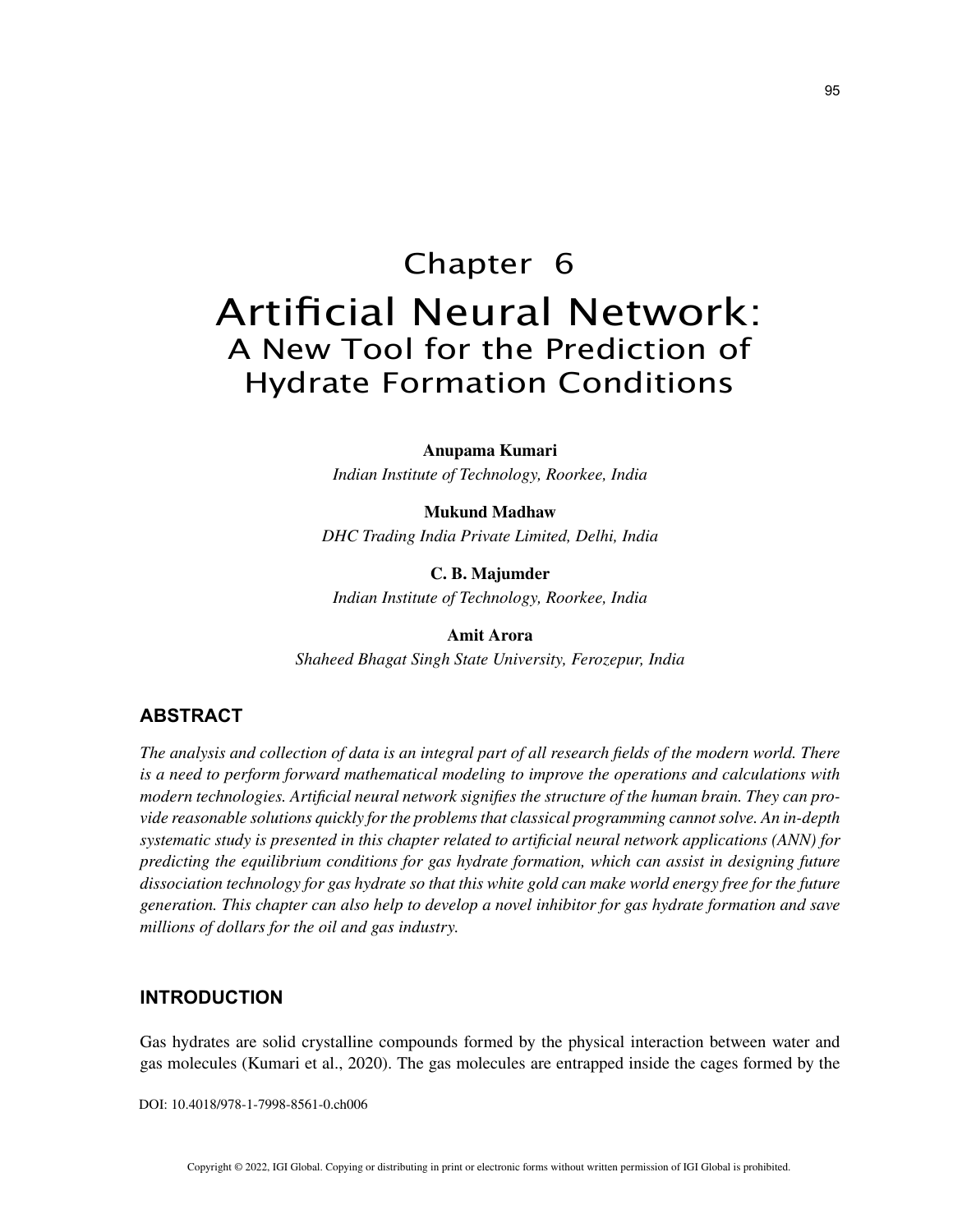# Chapter 6

# Artificial Neural Network: A New Tool for the Prediction of Hydrate Formation Conditions

**Anupama Kumari**
*Indian Institute of Technology, Roorkee, India*

**Mukund Madhaw**
*DHC Trading India Private Limited, Delhi, India*

**C. B. Majumder**
*Indian Institute of Technology, Roorkee, India*

**Amit Arora**
*Shaheed Bhagat Singh State University, Ferozepur, India*

## ABSTRACT

*The analysis and collection of data is an integral part of all research fields of the modern world. There is a need to perform forward mathematical modeling to improve the operations and calculations with modern technologies. Artificial neural network signifies the structure of the human brain. They can provide reasonable solutions quickly for the problems that classical programming cannot solve. An in-depth systematic study is presented in this chapter related to artificial neural network applications (ANN) for predicting the equilibrium conditions for gas hydrate formation, which can assist in designing future dissociation technology for gas hydrate so that this white gold can make world energy free for the future generation. This chapter can also help to develop a novel inhibitor for gas hydrate formation and save millions of dollars for the oil and gas industry.*

## INTRODUCTION

Gas hydrates are solid crystalline compounds formed by the physical interaction between water and gas molecules (Kumari et al., 2020). The gas molecules are entrapped inside the cages formed by the

DOI: 10.4018/978-1-7998-8561-0.ch006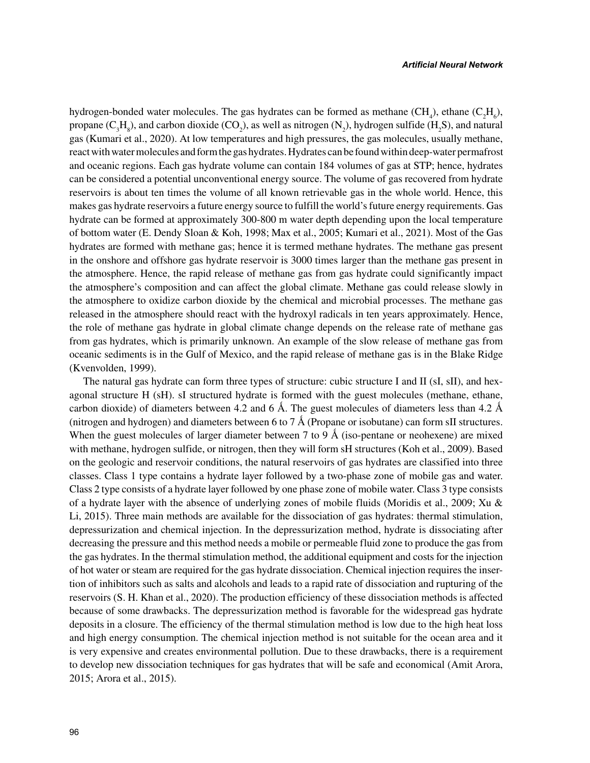hydrogen-bonded water molecules. The gas hydrates can be formed as methane ($CH_4$), ethane ($C_2H_6$), propane ($C_3H_8$), and carbon dioxide ($CO_2$), as well as nitrogen ($N_2$), hydrogen sulfide ($H_2S$), and natural gas (Kumari et al., 2020). At low temperatures and high pressures, the gas molecules, usually methane, react with water molecules and form the gas hydrates. Hydrates can be found within deep-water permafrost and oceanic regions. Each gas hydrate volume can contain 184 volumes of gas at STP; hence, hydrates can be considered a potential unconventional energy source. The volume of gas recovered from hydrate reservoirs is about ten times the volume of all known retrievable gas in the whole world. Hence, this makes gas hydrate reservoirs a future energy source to fulfill the world's future energy requirements. Gas hydrate can be formed at approximately 300-800 m water depth depending upon the local temperature of bottom water (E. Dendy Sloan & Koh, 1998; Max et al., 2005; Kumari et al., 2021). Most of the Gas hydrates are formed with methane gas; hence it is termed methane hydrates. The methane gas present in the onshore and offshore gas hydrate reservoir is 3000 times larger than the methane gas present in the atmosphere. Hence, the rapid release of methane gas from gas hydrate could significantly impact the atmosphere's composition and can affect the global climate. Methane gas could release slowly in the atmosphere to oxidize carbon dioxide by the chemical and microbial processes. The methane gas released in the atmosphere should react with the hydroxyl radicals in ten years approximately. Hence, the role of methane gas hydrate in global climate change depends on the release rate of methane gas from gas hydrates, which is primarily unknown. An example of the slow release of methane gas from oceanic sediments is in the Gulf of Mexico, and the rapid release of methane gas is in the Blake Ridge (Kvenvolden, 1999).

The natural gas hydrate can form three types of structure: cubic structure I and II (sI, sII), and hexagonal structure H (sH). sI structured hydrate is formed with the guest molecules (methane, ethane, carbon dioxide) of diameters between 4.2 and 6 Å. The guest molecules of diameters less than 4.2 Å (nitrogen and hydrogen) and diameters between 6 to 7 Å (Propane or isobutane) can form sII structures. When the guest molecules of larger diameter between 7 to 9 Å (iso-pentane or neohexene) are mixed with methane, hydrogen sulfide, or nitrogen, then they will form sH structures (Koh et al., 2009). Based on the geologic and reservoir conditions, the natural reservoirs of gas hydrates are classified into three classes. Class 1 type contains a hydrate layer followed by a two-phase zone of mobile gas and water. Class 2 type consists of a hydrate layer followed by one phase zone of mobile water. Class 3 type consists of a hydrate layer with the absence of underlying zones of mobile fluids (Moridis et al., 2009; Xu & Li, 2015). Three main methods are available for the dissociation of gas hydrates: thermal stimulation, depressurization and chemical injection. In the depressurization method, hydrate is dissociating after decreasing the pressure and this method needs a mobile or permeable fluid zone to produce the gas from the gas hydrates. In the thermal stimulation method, the additional equipment and costs for the injection of hot water or steam are required for the gas hydrate dissociation. Chemical injection requires the insertion of inhibitors such as salts and alcohols and leads to a rapid rate of dissociation and rupturing of the reservoirs (S. H. Khan et al., 2020). The production efficiency of these dissociation methods is affected because of some drawbacks. The depressurization method is favorable for the widespread gas hydrate deposits in a closure. The efficiency of the thermal stimulation method is low due to the high heat loss and high energy consumption. The chemical injection method is not suitable for the ocean area and it is very expensive and creates environmental pollution. Due to these drawbacks, there is a requirement to develop new dissociation techniques for gas hydrates that will be safe and economical (Amit Arora, 2015; Arora et al., 2015).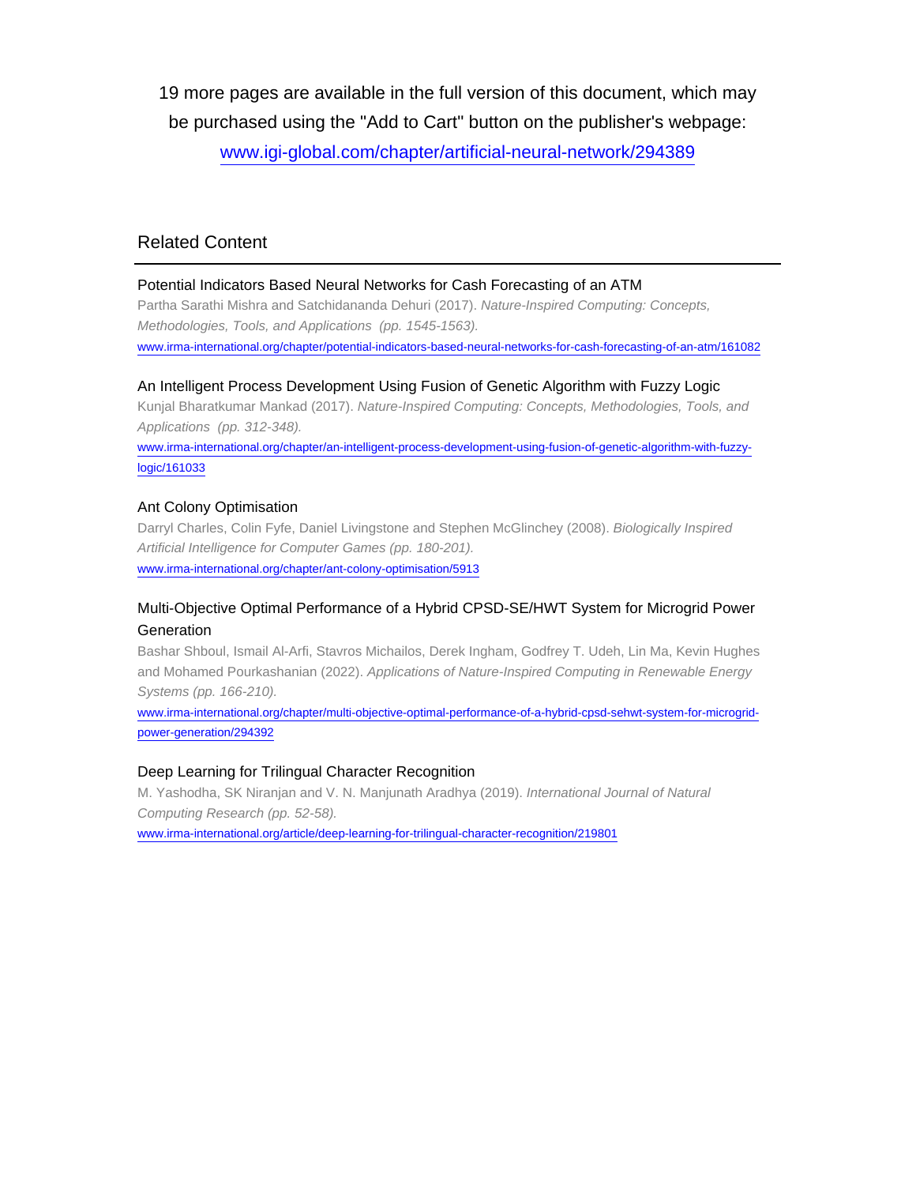19 more pages are available in the full version of this document, which may be purchased using the "Add to Cart" button on the publisher's webpage: [www.igi-global.com/chapter/artificial-neural-network/294389](www.igi-global.com/chapter/artificial-neural-network/294389)

## Related Content

**Potential Indicators Based Neural Networks for Cash Forecasting of an ATM**
Partha Sarathi Mishra and Satchidananda Dehuri (2017). *Nature-Inspired Computing: Concepts, Methodologies, Tools, and Applications (pp. 1545-1563).*
[www.irma-international.org/chapter/potential-indicators-based-neural-networks-for-cash-forecasting-of-an-atm/161082](www.irma-international.org/chapter/potential-indicators-based-neural-networks-for-cash-forecasting-of-an-atm/161082)

**An Intelligent Process Development Using Fusion of Genetic Algorithm with Fuzzy Logic**
Kunjal Bharatkumar Mankad (2017). *Nature-Inspired Computing: Concepts, Methodologies, Tools, and Applications (pp. 312-348).*
[www.irma-international.org/chapter/an-intelligent-process-development-using-fusion-of-genetic-algorithm-with-fuzzy-logic/161033](www.irma-international.org/chapter/an-intelligent-process-development-using-fusion-of-genetic-algorithm-with-fuzzy-logic/161033)

**Ant Colony Optimisation**
Darryl Charles, Colin Fyfe, Daniel Livingstone and Stephen McGlinchey (2008). *Biologically Inspired Artificial Intelligence for Computer Games (pp. 180-201).*
[www.irma-international.org/chapter/ant-colony-optimisation/5913](www.irma-international.org/chapter/ant-colony-optimisation/5913)

**Multi-Objective Optimal Performance of a Hybrid CPSD-SE/HWT System for Microgrid Power Generation**
Bashar Shboul, Ismail Al-Arfi, Stavros Michailos, Derek Ingham, Godfrey T. Udeh, Lin Ma, Kevin Hughes and Mohamed Pourkashanian (2022). *Applications of Nature-Inspired Computing in Renewable Energy Systems (pp. 166-210).*
[www.irma-international.org/chapter/multi-objective-optimal-performance-of-a-hybrid-cpsd-sehwt-system-for-microgrid-power-generation/294392](www.irma-international.org/chapter/multi-objective-optimal-performance-of-a-hybrid-cpsd-sehwt-system-for-microgrid-power-generation/294392)

**Deep Learning for Trilingual Character Recognition**
M. Yashodha, SK Niranjan and V. N. Manjunath Aradhya (2019). *International Journal of Natural Computing Research (pp. 52-58).*
[www.irma-international.org/article/deep-learning-for-trilingual-character-recognition/219801](www.irma-international.org/article/deep-learning-for-trilingual-character-recognition/219801)